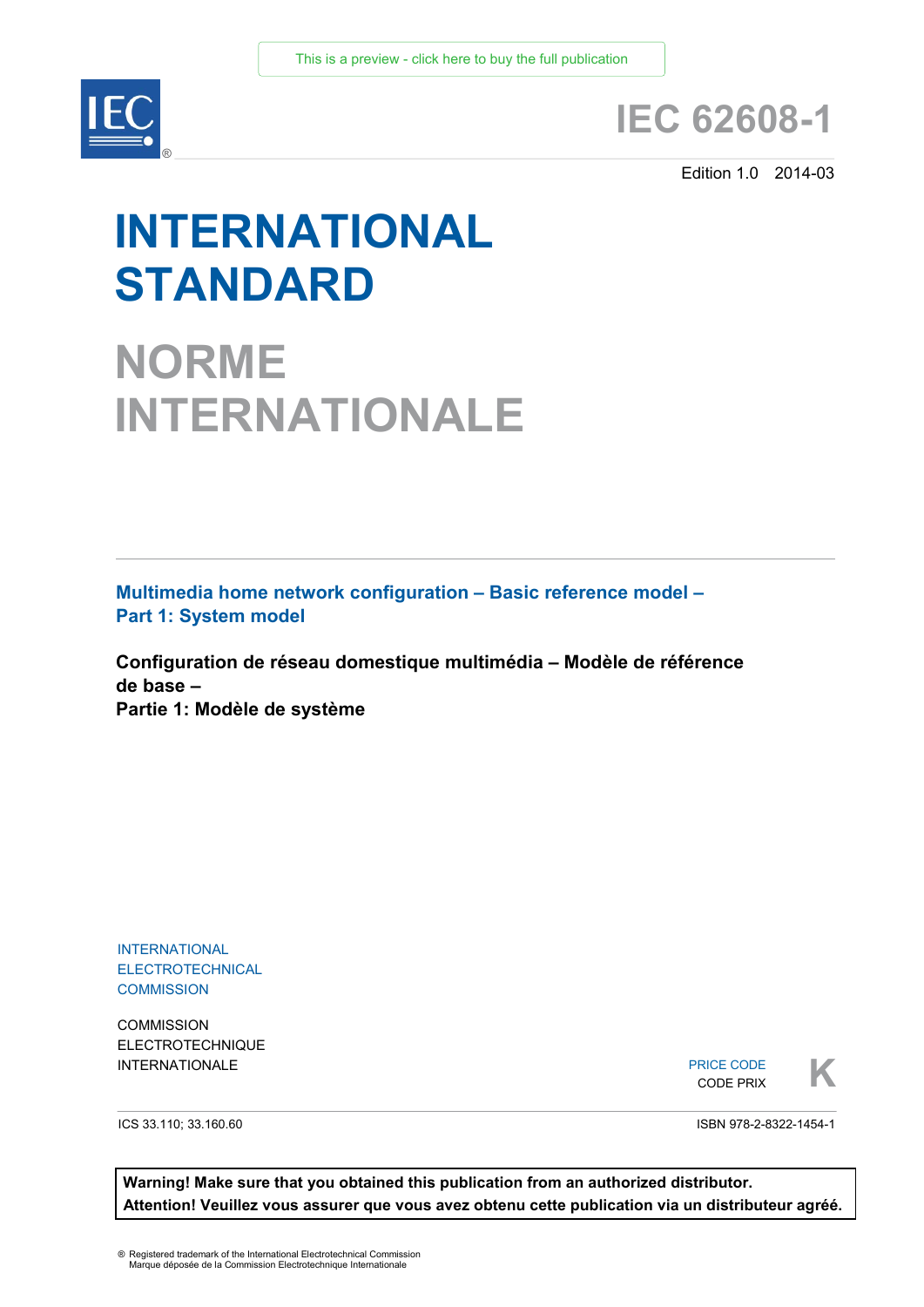This is a preview - click here to buy the full publication

# IEC 62608-1

Edition 1.0 2014-03

# INTERNATIONAL STANDARD

# NORME INTERNATIONALE

## Multimedia home network configuration – Basic reference model – Part 1: System model

## Configuration de réseau domestique multimédia – Modèle de référence de base – Partie 1: Modèle de système

INTERNATIONAL ELECTROTECHNICAL COMMISSION

COMMISSION ELECTROTECHNIQUE INTERNATIONALE

PRICE CODE
CODE PRIX **K**

ICS 33.110; 33.160.60

ISBN 978-2-8322-1454-1

**Warning! Make sure that you obtained this publication from an authorized distributor.**
**Attention! Veuillez vous assurer que vous avez obtenu cette publication via un distributeur agréé.**

® Registered trademark of the International Electrotechnical Commission
Marque déposée de la Commission Electrotechnique Internationale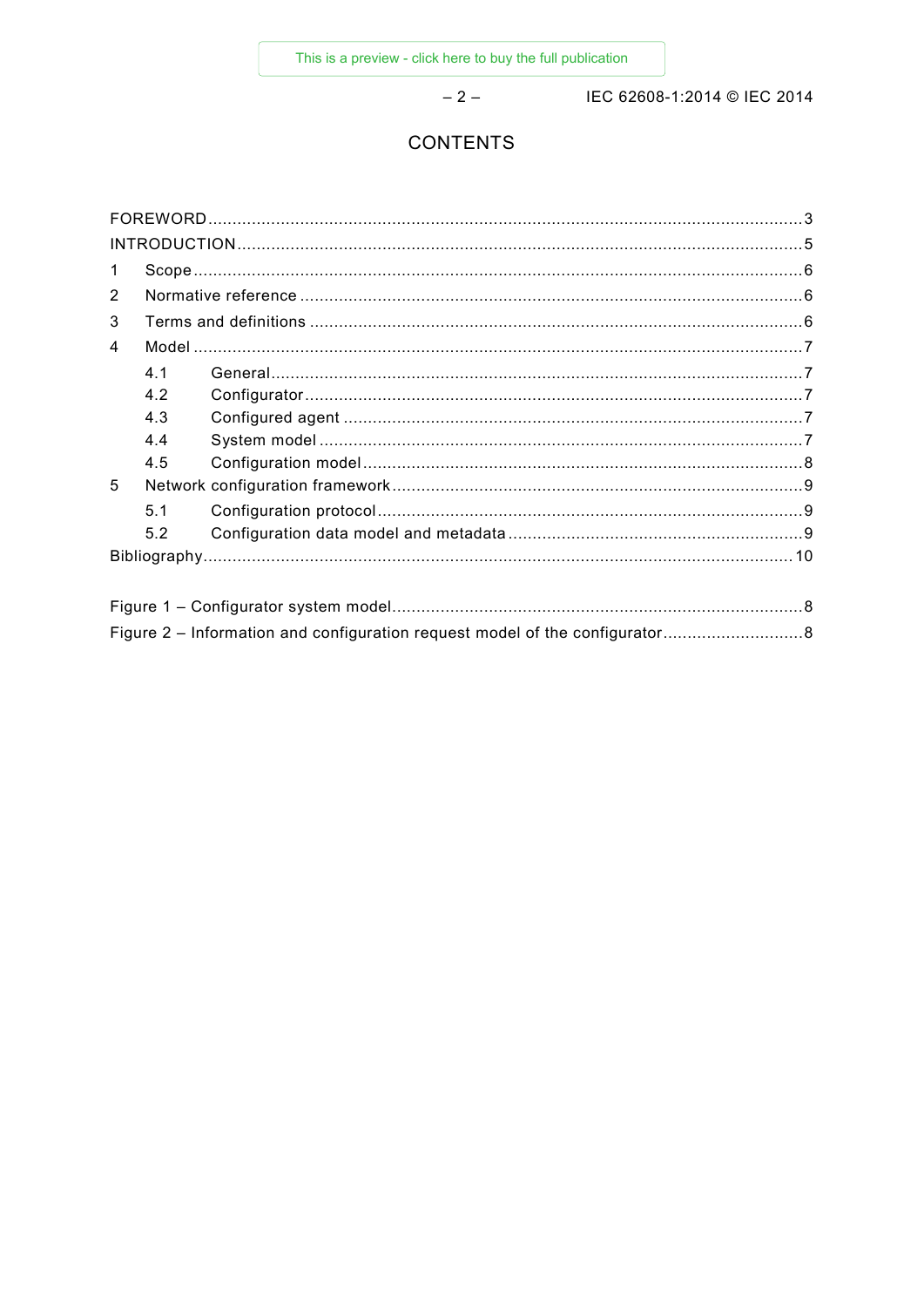# CONTENTS

FOREWORD .......... 3
INTRODUCTION .......... 5
1 Scope .......... 6
2 Normative reference .......... 6
3 Terms and definitions .......... 6
4 Model .......... 7
  4.1 General .......... 7
  4.2 Configurator .......... 7
  4.3 Configured agent .......... 7
  4.4 System model .......... 7
  4.5 Configuration model .......... 8
5 Network configuration framework .......... 9
  5.1 Configuration protocol .......... 9
  5.2 Configuration data model and metadata .......... 9
Bibliography .......... 10

Figure 1 – Configurator system model .......... 8
Figure 2 – Information and configuration request model of the configurator .......... 8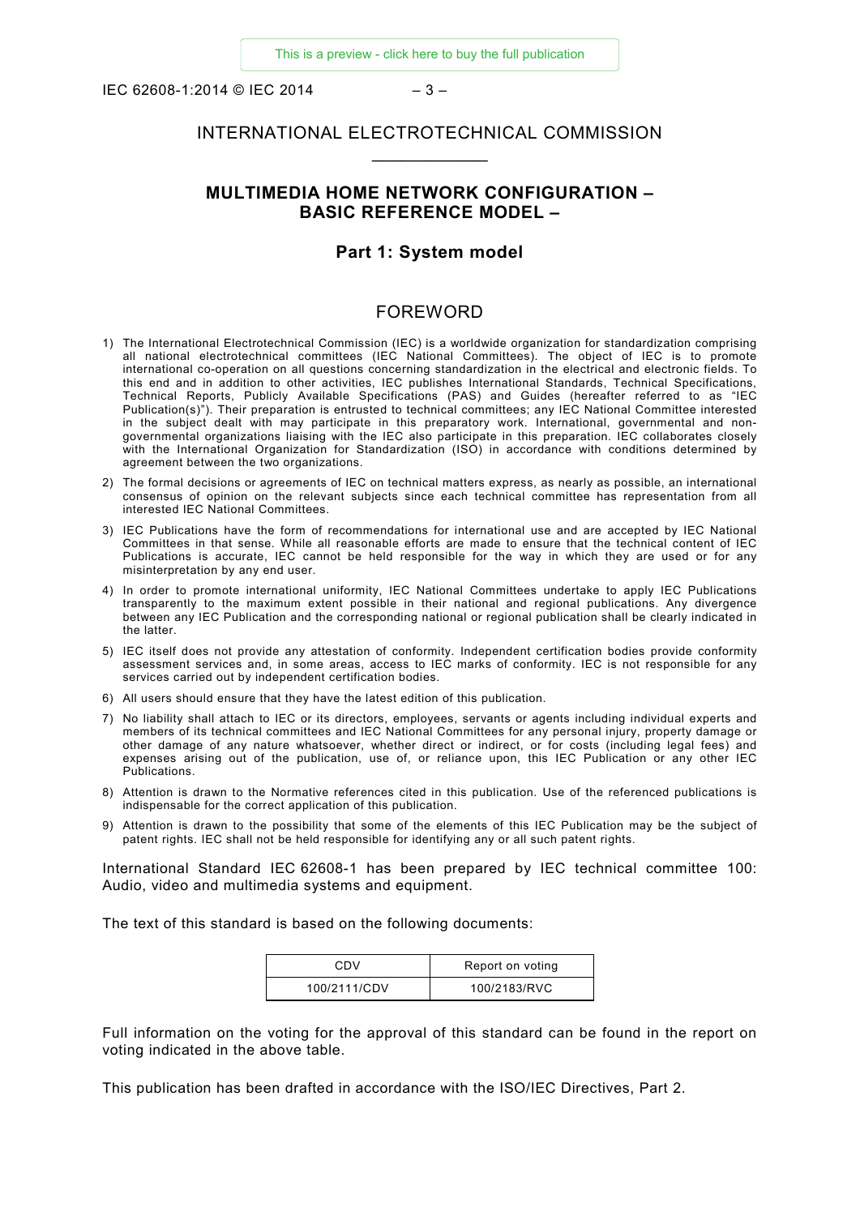# INTERNATIONAL ELECTROTECHNICAL COMMISSION

## MULTIMEDIA HOME NETWORK CONFIGURATION – BASIC REFERENCE MODEL –

### Part 1: System model

## FOREWORD

1) The International Electrotechnical Commission (IEC) is a worldwide organization for standardization comprising all national electrotechnical committees (IEC National Committees). The object of IEC is to promote international co-operation on all questions concerning standardization in the electrical and electronic fields. To this end and in addition to other activities, IEC publishes International Standards, Technical Specifications, Technical Reports, Publicly Available Specifications (PAS) and Guides (hereafter referred to as "IEC Publication(s)"). Their preparation is entrusted to technical committees; any IEC National Committee interested in the subject dealt with may participate in this preparatory work. International, governmental and non-governmental organizations liaising with the IEC also participate in this preparation. IEC collaborates closely with the International Organization for Standardization (ISO) in accordance with conditions determined by agreement between the two organizations.

2) The formal decisions or agreements of IEC on technical matters express, as nearly as possible, an international consensus of opinion on the relevant subjects since each technical committee has representation from all interested IEC National Committees.

3) IEC Publications have the form of recommendations for international use and are accepted by IEC National Committees in that sense. While all reasonable efforts are made to ensure that the technical content of IEC Publications is accurate, IEC cannot be held responsible for the way in which they are used or for any misinterpretation by any end user.

4) In order to promote international uniformity, IEC National Committees undertake to apply IEC Publications transparently to the maximum extent possible in their national and regional publications. Any divergence between any IEC Publication and the corresponding national or regional publication shall be clearly indicated in the latter.

5) IEC itself does not provide any attestation of conformity. Independent certification bodies provide conformity assessment services and, in some areas, access to IEC marks of conformity. IEC is not responsible for any services carried out by independent certification bodies.

6) All users should ensure that they have the latest edition of this publication.

7) No liability shall attach to IEC or its directors, employees, servants or agents including individual experts and members of its technical committees and IEC National Committees for any personal injury, property damage or other damage of any nature whatsoever, whether direct or indirect, or for costs (including legal fees) and expenses arising out of the publication, use of, or reliance upon, this IEC Publication or any other IEC Publications.

8) Attention is drawn to the Normative references cited in this publication. Use of the referenced publications is indispensable for the correct application of this publication.

9) Attention is drawn to the possibility that some of the elements of this IEC Publication may be the subject of patent rights. IEC shall not be held responsible for identifying any or all such patent rights.

International Standard IEC 62608-1 has been prepared by IEC technical committee 100: Audio, video and multimedia systems and equipment.

The text of this standard is based on the following documents:

| CDV | Report on voting |
|---|---|
| 100/2111/CDV | 100/2183/RVC |

Full information on the voting for the approval of this standard can be found in the report on voting indicated in the above table.

This publication has been drafted in accordance with the ISO/IEC Directives, Part 2.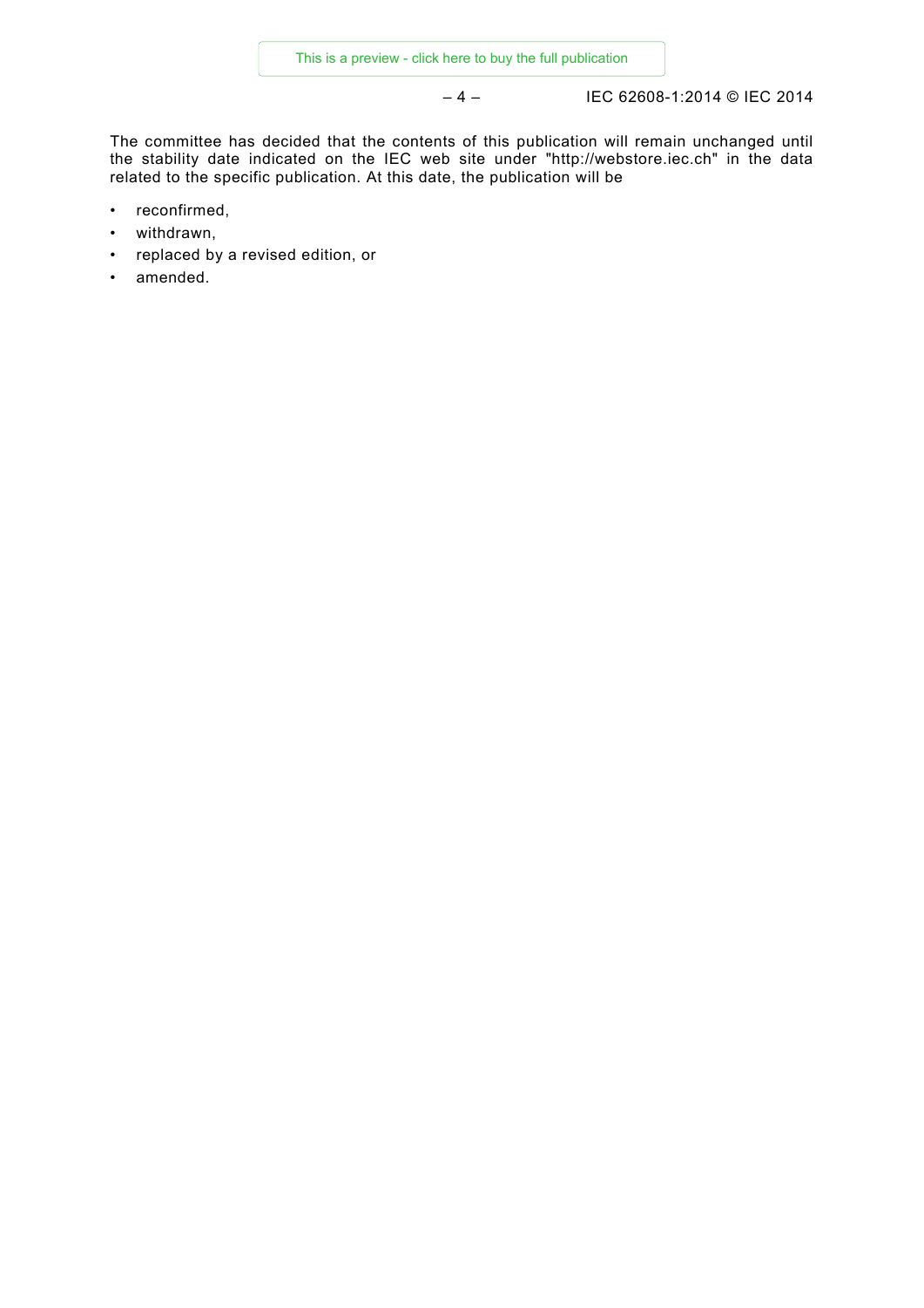The committee has decided that the contents of this publication will remain unchanged until the stability date indicated on the IEC web site under "http://webstore.iec.ch" in the data related to the specific publication. At this date, the publication will be

- reconfirmed,
- withdrawn,
- replaced by a revised edition, or
- amended.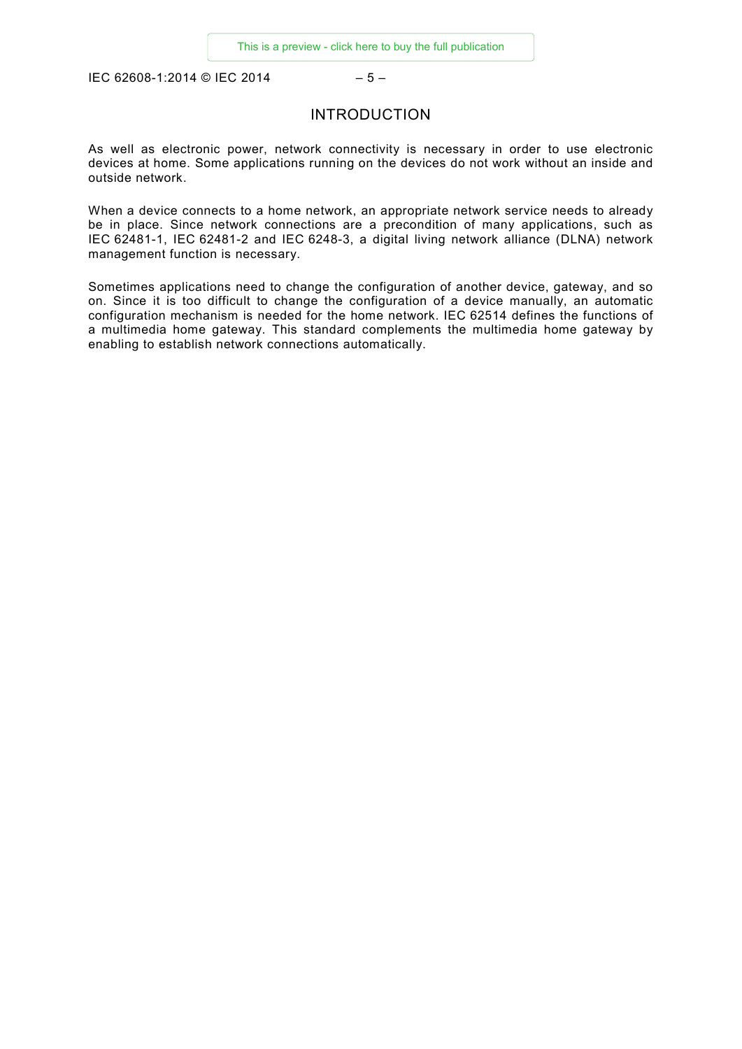# INTRODUCTION

As well as electronic power, network connectivity is necessary in order to use electronic devices at home. Some applications running on the devices do not work without an inside and outside network.

When a device connects to a home network, an appropriate network service needs to already be in place. Since network connections are a precondition of many applications, such as IEC 62481-1, IEC 62481-2 and IEC 6248-3, a digital living network alliance (DLNA) network management function is necessary.

Sometimes applications need to change the configuration of another device, gateway, and so on. Since it is too difficult to change the configuration of a device manually, an automatic configuration mechanism is needed for the home network. IEC 62514 defines the functions of a multimedia home gateway. This standard complements the multimedia home gateway by enabling to establish network connections automatically.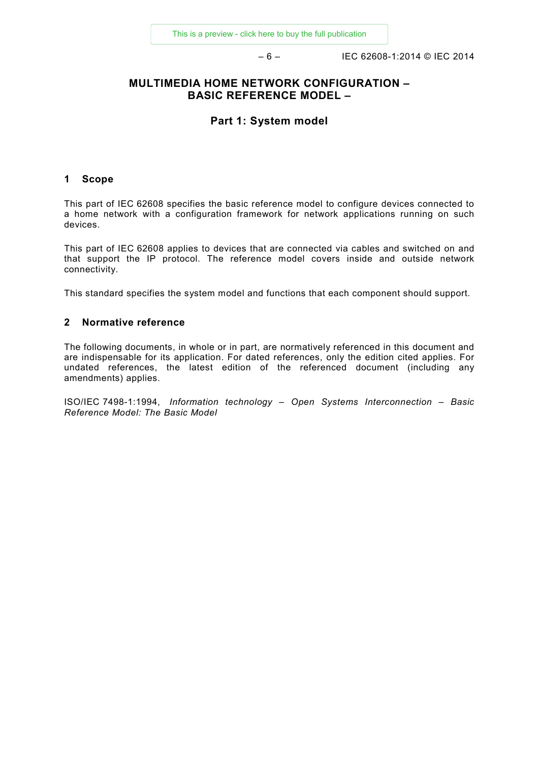# MULTIMEDIA HOME NETWORK CONFIGURATION – BASIC REFERENCE MODEL –

## Part 1: System model

### 1 Scope

This part of IEC 62608 specifies the basic reference model to configure devices connected to a home network with a configuration framework for network applications running on such devices.

This part of IEC 62608 applies to devices that are connected via cables and switched on and that support the IP protocol. The reference model covers inside and outside network connectivity.

This standard specifies the system model and functions that each component should support.

### 2 Normative reference

The following documents, in whole or in part, are normatively referenced in this document and are indispensable for its application. For dated references, only the edition cited applies. For undated references, the latest edition of the referenced document (including any amendments) applies.

ISO/IEC 7498-1:1994, *Information technology – Open Systems Interconnection – Basic Reference Model: The Basic Model*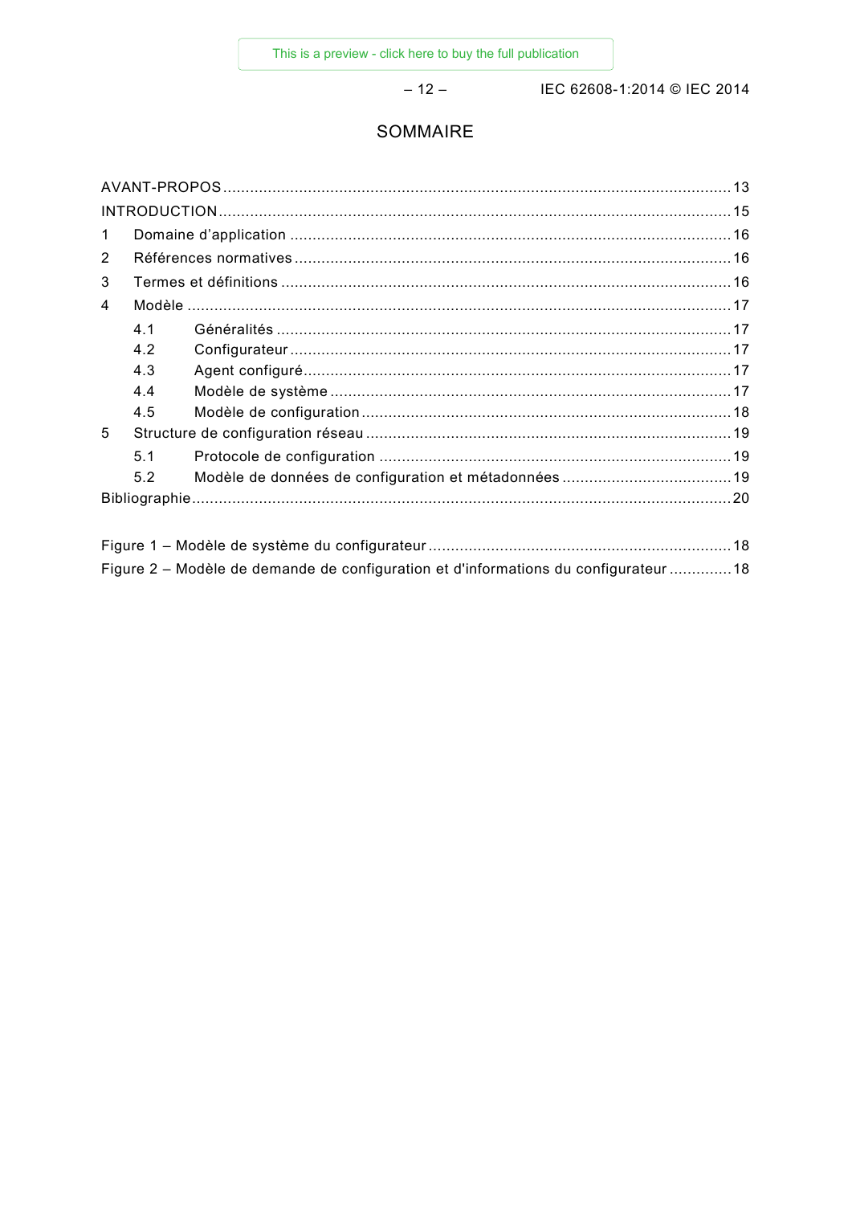# SOMMAIRE

AVANT-PROPOS ....................................................................................................................... 13
INTRODUCTION ..................................................................................................................... 15
1 Domaine d'application ...................................................................................................... 16
2 Références normatives ..................................................................................................... 16
3 Termes et définitions ........................................................................................................ 16
4 Modèle ............................................................................................................................. 17
   4.1 Généralités ................................................................................................................ 17
   4.2 Configurateur ............................................................................................................. 17
   4.3 Agent configuré .......................................................................................................... 17
   4.4 Modèle de système .................................................................................................... 17
   4.5 Modèle de configuration ............................................................................................. 18
5 Structure de configuration réseau ..................................................................................... 19
   5.1 Protocole de configuration .......................................................................................... 19
   5.2 Modèle de données de configuration et métadonnées .................................................. 19
Bibliographie ........................................................................................................................... 20

Figure 1 – Modèle de système du configurateur ...................................................................... 18
Figure 2 – Modèle de demande de configuration et d'informations du configurateur ............. 18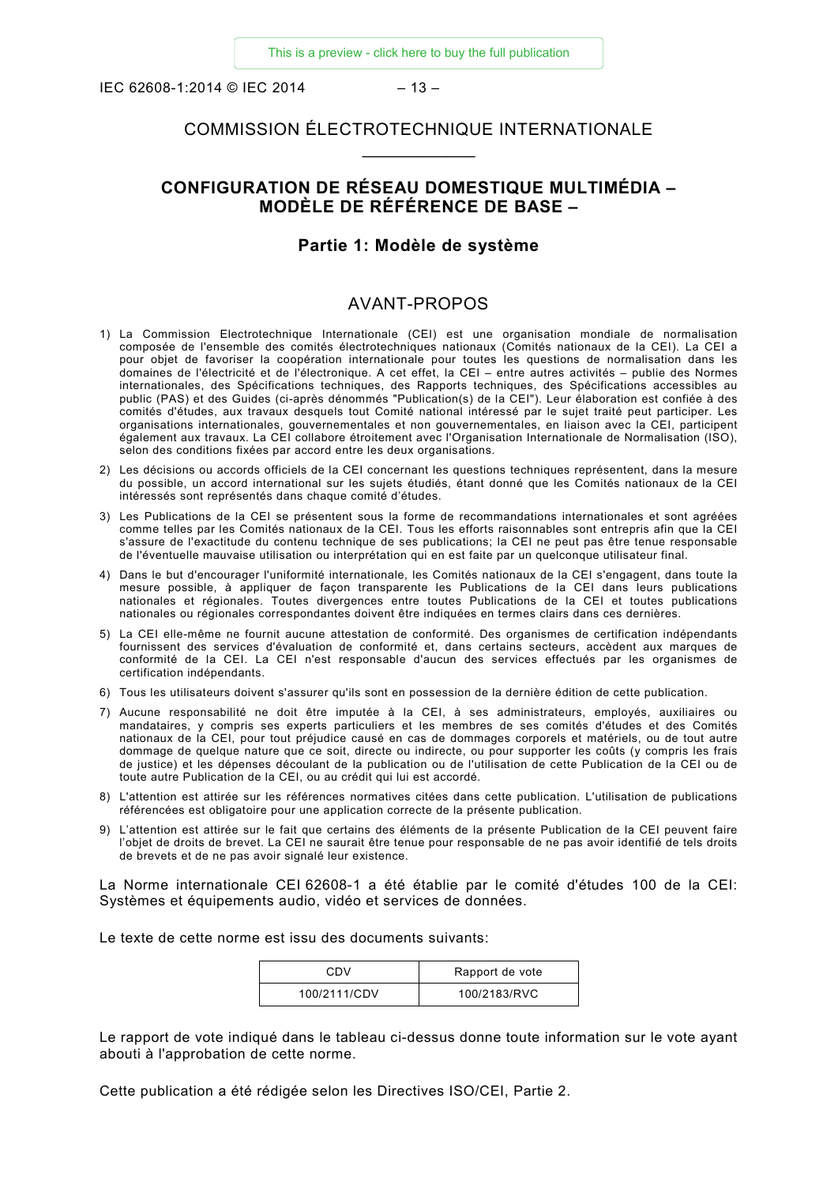# COMMISSION ÉLECTROTECHNIQUE INTERNATIONALE

## CONFIGURATION DE RÉSEAU DOMESTIQUE MULTIMÉDIA – MODÈLE DE RÉFÉRENCE DE BASE –

### Partie 1: Modèle de système

## AVANT-PROPOS

1) La Commission Electrotechnique Internationale (CEI) est une organisation mondiale de normalisation composée de l'ensemble des comités électrotechniques nationaux (Comités nationaux de la CEI). La CEI a pour objet de favoriser la coopération internationale pour toutes les questions de normalisation dans les domaines de l'électricité et de l'électronique. A cet effet, la CEI – entre autres activités – publie des Normes internationales, des Spécifications techniques, des Rapports techniques, des Spécifications accessibles au public (PAS) et des Guides (ci-après dénommés "Publication(s) de la CEI"). Leur élaboration est confiée à des comités d'études, aux travaux desquels tout Comité national intéressé par le sujet traité peut participer. Les organisations internationales, gouvernementales et non gouvernementales, en liaison avec la CEI, participent également aux travaux. La CEI collabore étroitement avec l'Organisation Internationale de Normalisation (ISO), selon des conditions fixées par accord entre les deux organisations.
2) Les décisions ou accords officiels de la CEI concernant les questions techniques représentent, dans la mesure du possible, un accord international sur les sujets étudiés, étant donné que les Comités nationaux de la CEI intéressés sont représentés dans chaque comité d'études.
3) Les Publications de la CEI se présentent sous la forme de recommandations internationales et sont agréées comme telles par les Comités nationaux de la CEI. Tous les efforts raisonnables sont entrepris afin que la CEI s'assure de l'exactitude du contenu technique de ses publications; la CEI ne peut pas être tenue responsable de l'éventuelle mauvaise utilisation ou interprétation qui en est faite par un quelconque utilisateur final.
4) Dans le but d'encourager l'uniformité internationale, les Comités nationaux de la CEI s'engagent, dans toute la mesure possible, à appliquer de façon transparente les Publications de la CEI dans leurs publications nationales et régionales. Toutes divergences entre toutes Publications de la CEI et toutes publications nationales ou régionales correspondantes doivent être indiquées en termes clairs dans ces dernières.
5) La CEI elle-même ne fournit aucune attestation de conformité. Des organismes de certification indépendants fournissent des services d'évaluation de conformité et, dans certains secteurs, accèdent aux marques de conformité de la CEI. La CEI n'est responsable d'aucun des services effectués par les organismes de certification indépendants.
6) Tous les utilisateurs doivent s'assurer qu'ils sont en possession de la dernière édition de cette publication.
7) Aucune responsabilité ne doit être imputée à la CEI, à ses administrateurs, employés, auxiliaires ou mandataires, y compris ses experts particuliers et les membres de ses comités d'études et des Comités nationaux de la CEI, pour tout préjudice causé en cas de dommages corporels et matériels, ou de tout autre dommage de quelque nature que ce soit, directe ou indirecte, ou pour supporter les coûts (y compris les frais de justice) et les dépenses découlant de la publication ou de l'utilisation de cette Publication de la CEI ou de toute autre Publication de la CEI, ou au crédit qui lui est accordé.
8) L'attention est attirée sur les références normatives citées dans cette publication. L'utilisation de publications référencées est obligatoire pour une application correcte de la présente publication.
9) L'attention est attirée sur le fait que certains des éléments de la présente Publication de la CEI peuvent faire l'objet de droits de brevet. La CEI ne saurait être tenue pour responsable de ne pas avoir identifié de tels droits de brevets et de ne pas avoir signalé leur existence.

La Norme internationale CEI 62608-1 a été établie par le comité d'études 100 de la CEI: Systèmes et équipements audio, vidéo et services de données.

Le texte de cette norme est issu des documents suivants:

| CDV | Rapport de vote |
|---|---|
| 100/2111/CDV | 100/2183/RVC |

Le rapport de vote indiqué dans le tableau ci-dessus donne toute information sur le vote ayant abouti à l'approbation de cette norme.

Cette publication a été rédigée selon les Directives ISO/CEI, Partie 2.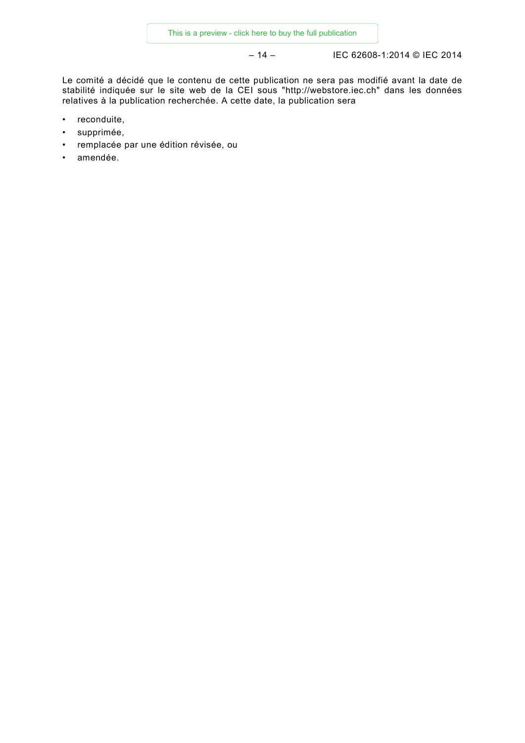Le comité a décidé que le contenu de cette publication ne sera pas modifié avant la date de stabilité indiquée sur le site web de la CEI sous "http://webstore.iec.ch" dans les données relatives à la publication recherchée. A cette date, la publication sera

- reconduite,
- supprimée,
- remplacée par une édition révisée, ou
- amendée.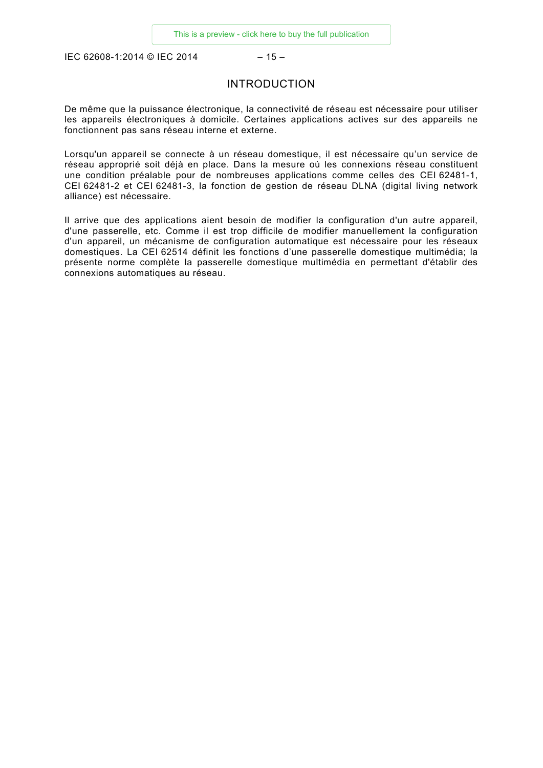# INTRODUCTION

De même que la puissance électronique, la connectivité de réseau est nécessaire pour utiliser les appareils électroniques à domicile. Certaines applications actives sur des appareils ne fonctionnent pas sans réseau interne et externe.

Lorsqu'un appareil se connecte à un réseau domestique, il est nécessaire qu'un service de réseau approprié soit déjà en place. Dans la mesure où les connexions réseau constituent une condition préalable pour de nombreuses applications comme celles des CEI 62481-1, CEI 62481-2 et CEI 62481-3, la fonction de gestion de réseau DLNA (digital living network alliance) est nécessaire.

Il arrive que des applications aient besoin de modifier la configuration d'un autre appareil, d'une passerelle, etc. Comme il est trop difficile de modifier manuellement la configuration d'un appareil, un mécanisme de configuration automatique est nécessaire pour les réseaux domestiques. La CEI 62514 définit les fonctions d'une passerelle domestique multimédia; la présente norme complète la passerelle domestique multimédia en permettant d'établir des connexions automatiques au réseau.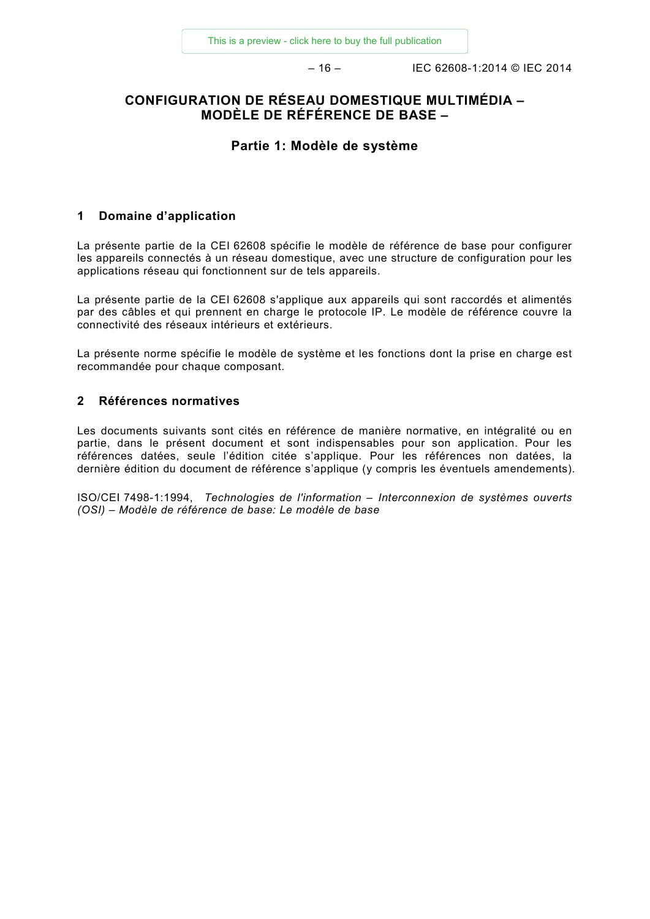# CONFIGURATION DE RÉSEAU DOMESTIQUE MULTIMÉDIA – MODÈLE DE RÉFÉRENCE DE BASE –

## Partie 1: Modèle de système

## 1 Domaine d'application

La présente partie de la CEI 62608 spécifie le modèle de référence de base pour configurer les appareils connectés à un réseau domestique, avec une structure de configuration pour les applications réseau qui fonctionnent sur de tels appareils.

La présente partie de la CEI 62608 s'applique aux appareils qui sont raccordés et alimentés par des câbles et qui prennent en charge le protocole IP. Le modèle de référence couvre la connectivité des réseaux intérieurs et extérieurs.

La présente norme spécifie le modèle de système et les fonctions dont la prise en charge est recommandée pour chaque composant.

## 2 Références normatives

Les documents suivants sont cités en référence de manière normative, en intégralité ou en partie, dans le présent document et sont indispensables pour son application. Pour les références datées, seule l'édition citée s'applique. Pour les références non datées, la dernière édition du document de référence s'applique (y compris les éventuels amendements).

ISO/CEI 7498-1:1994, *Technologies de l'information – Interconnexion de systèmes ouverts (OSI) – Modèle de référence de base: Le modèle de base*